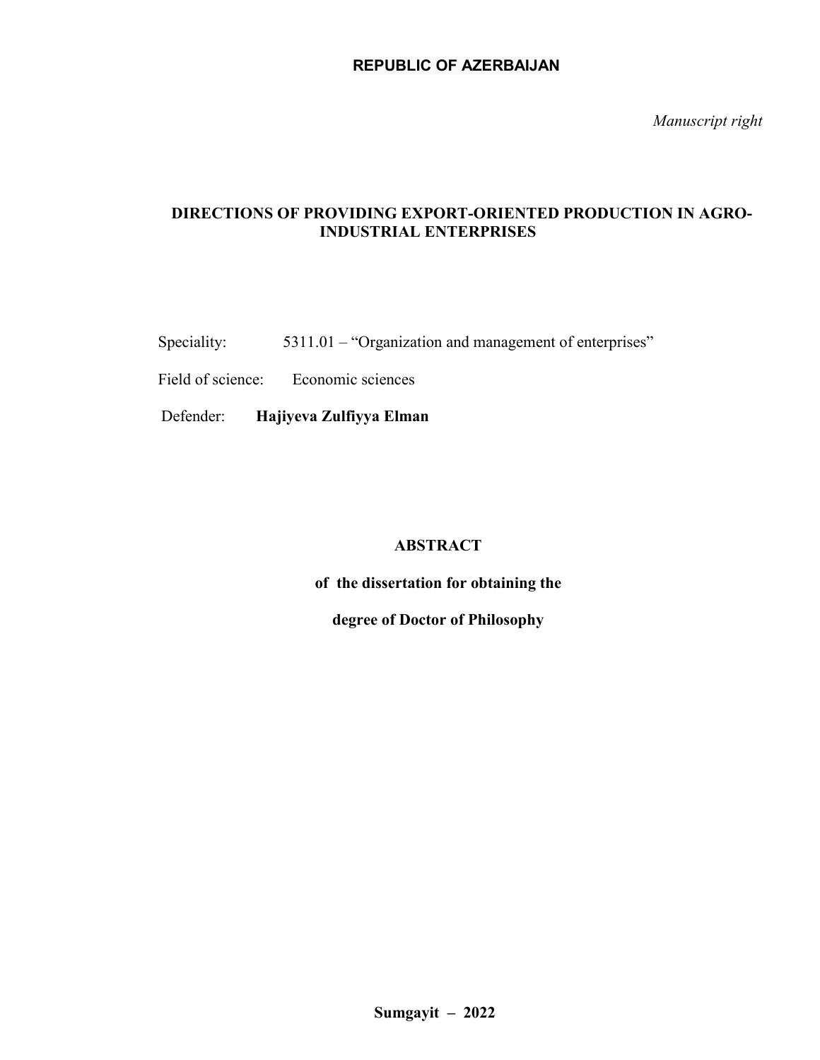**REPUBLIC OF AZERBAIJAN**

*Manuscript right*

# DIRECTIONS OF PROVIDING EXPORT-ORIENTED PRODUCTION IN AGRO-INDUSTRIAL ENTERPRISES

Speciality: 5311.01 – "Organization and management of enterprises"

Field of science: Economic sciences

Defender: **Hajiyeva Zulfiyya Elman**

## ABSTRACT

**of the dissertation for obtaining the**

**degree of Doctor of Philosophy**

**Sumgayit – 2022**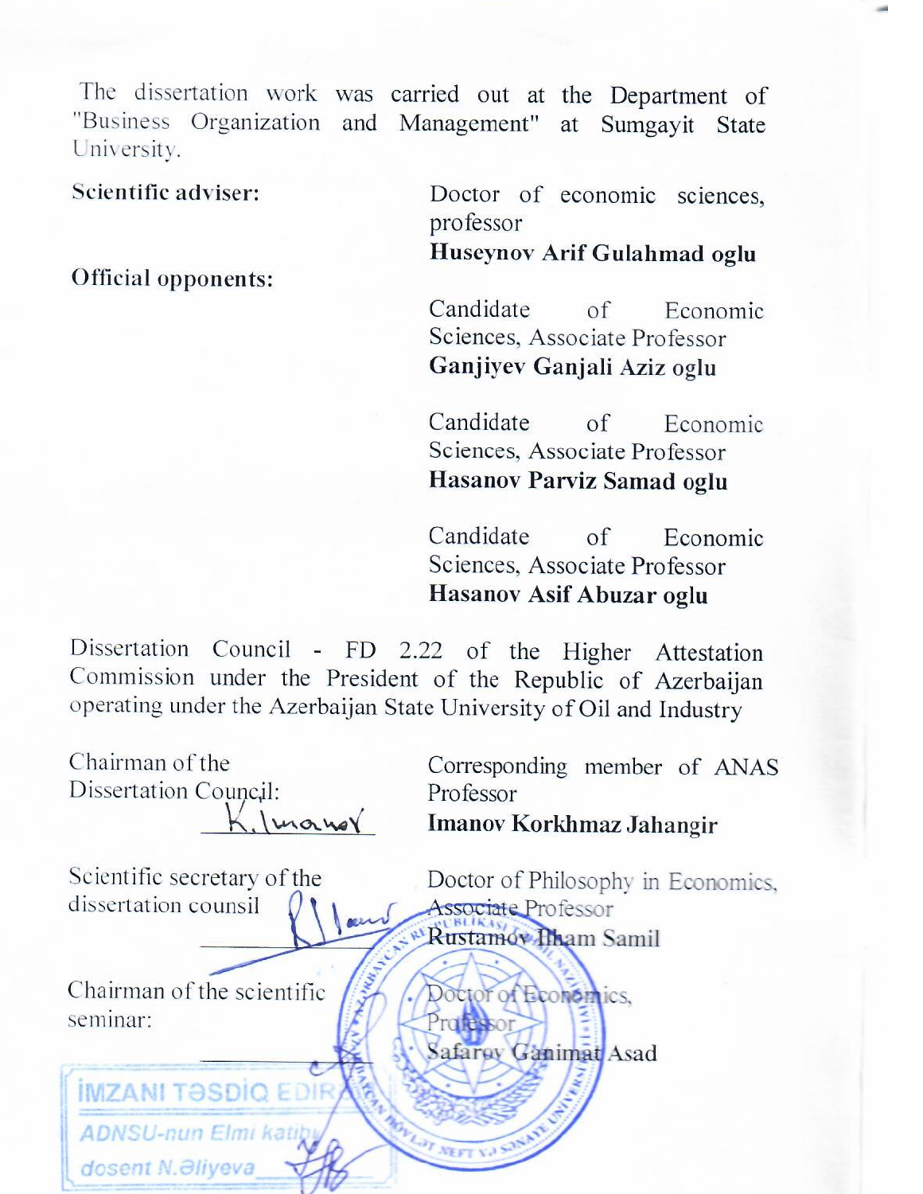The dissertation work was carried out at the Department of "Business Organization and Management" at Sumgayit State University.

**Scientific adviser:** Doctor of economic sciences, professor
**Huseynov Arif Gulahmad oglu**

**Official opponents:** Candidate of Economic Sciences, Associate Professor
**Ganjiyev Ganjali Aziz oglu**

Candidate of Economic Sciences, Associate Professor
**Hasanov Parviz Samad oglu**

Candidate of Economic Sciences, Associate Professor
**Hasanov Asif Abuzar oglu**

Dissertation Council - FD 2.22 of the Higher Attestation Commission under the President of the Republic of Azerbaijan operating under the Azerbaijan State University of Oil and Industry

Chairman of the Dissertation Council: Corresponding member of ANAS Professor
**Imanov Korkhmaz Jahangir**

Scientific secretary of the dissertation counsil: Doctor of Philosophy in Economics, Associate Professor
**Rustamov Ilham Samil**

Chairman of the scientific seminar: Doctor of Economics, Professor
**Safarov Ganimat Asad**

İMZANI TƏSDİQ EDİRƏM
ADNSU-nun Elmi katibi
dosent N.Əliyeva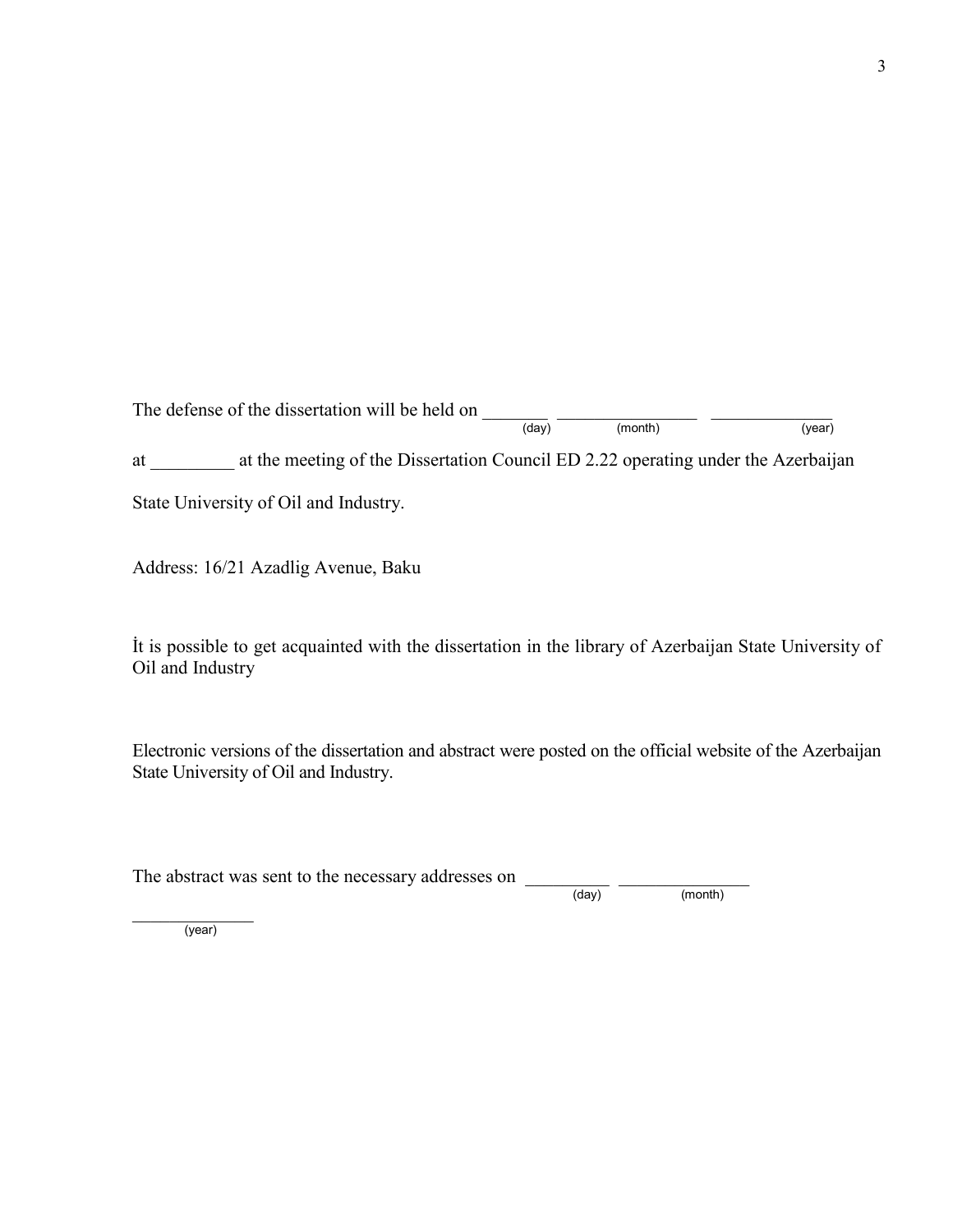The defense of the dissertation will be held on _______ (day) _______________ (month) _____________ (year)

at _________ at the meeting of the Dissertation Council ED 2.22 operating under the Azerbaijan State University of Oil and Industry.

Address: 16/21 Azadlig Avenue, Baku

İt is possible to get acquainted with the dissertation in the library of Azerbaijan State University of Oil and Industry

Electronic versions of the dissertation and abstract were posted on the official website of the Azerbaijan State University of Oil and Industry.

The abstract was sent to the necessary addresses on _________ (day) _______________ (month) _____________ (year)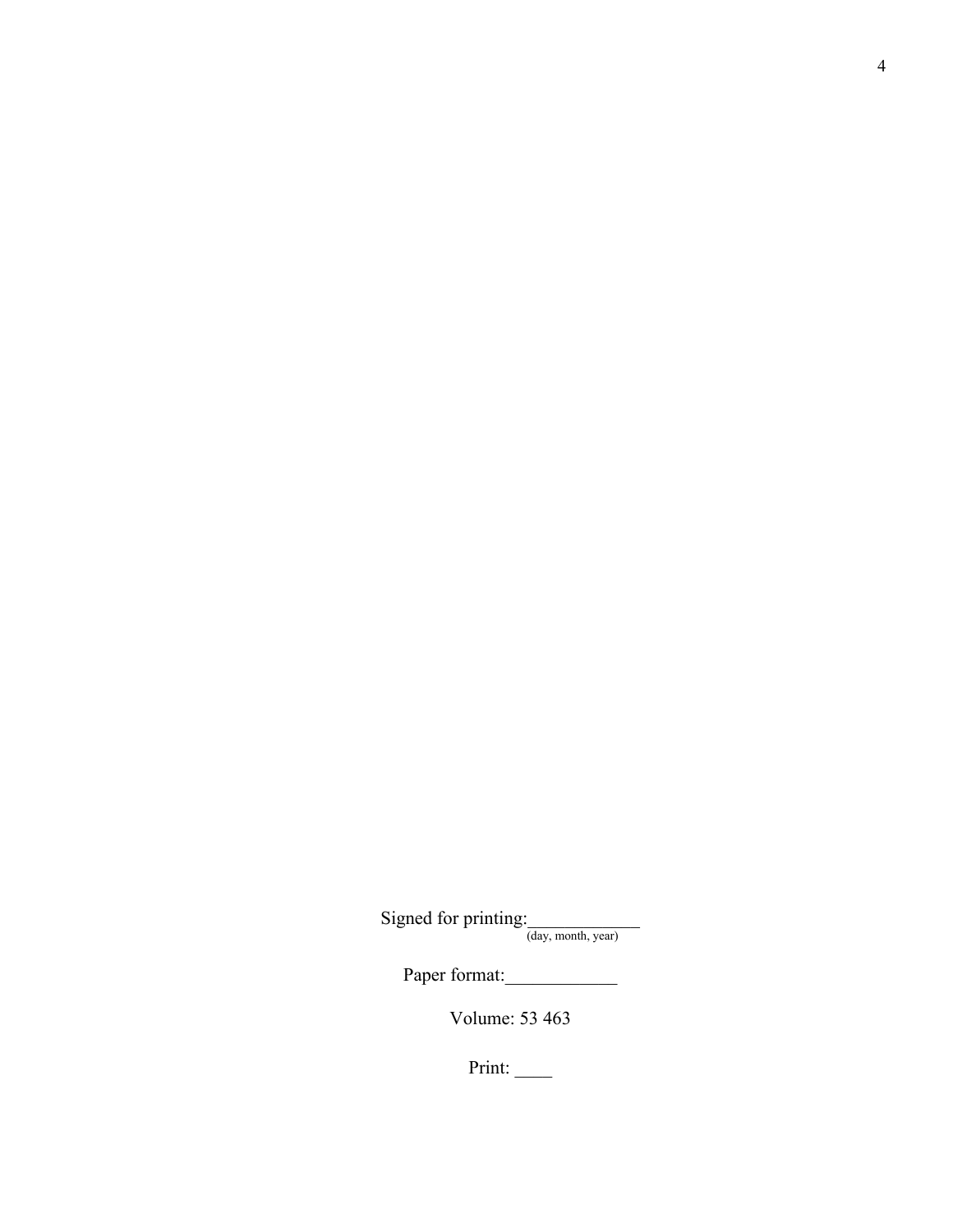Signed for printing:____________
(day, month, year)

Paper format:____________

Volume: 53 463

Print: ____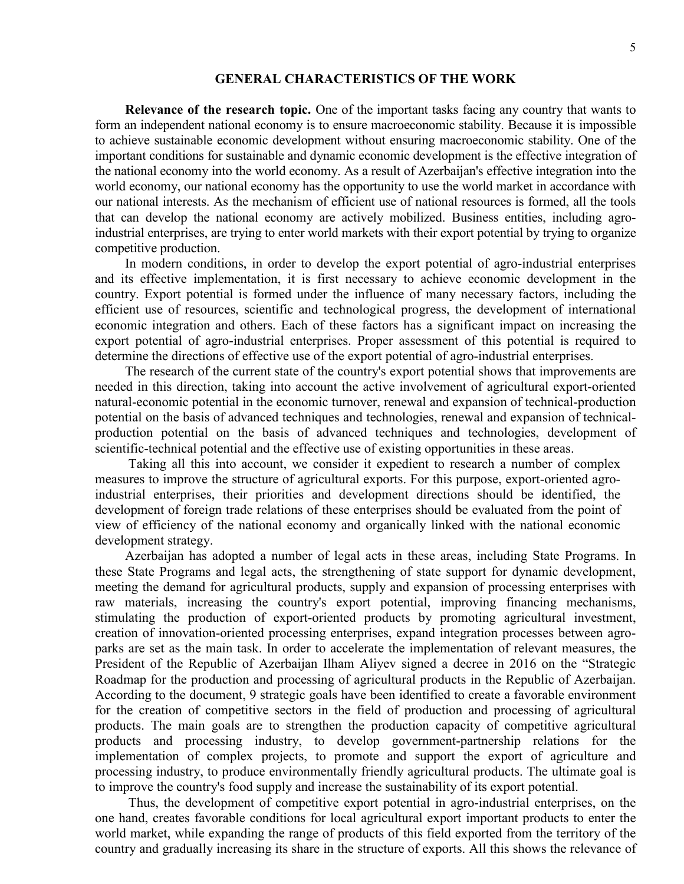## GENERAL CHARACTERISTICS OF THE WORK

**Relevance of the research topic.** One of the important tasks facing any country that wants to form an independent national economy is to ensure macroeconomic stability. Because it is impossible to achieve sustainable economic development without ensuring macroeconomic stability. One of the important conditions for sustainable and dynamic economic development is the effective integration of the national economy into the world economy. As a result of Azerbaijan's effective integration into the world economy, our national economy has the opportunity to use the world market in accordance with our national interests. As the mechanism of efficient use of national resources is formed, all the tools that can develop the national economy are actively mobilized. Business entities, including agro-industrial enterprises, are trying to enter world markets with their export potential by trying to organize competitive production.

In modern conditions, in order to develop the export potential of agro-industrial enterprises and its effective implementation, it is first necessary to achieve economic development in the country. Export potential is formed under the influence of many necessary factors, including the efficient use of resources, scientific and technological progress, the development of international economic integration and others. Each of these factors has a significant impact on increasing the export potential of agro-industrial enterprises. Proper assessment of this potential is required to determine the directions of effective use of the export potential of agro-industrial enterprises.

The research of the current state of the country's export potential shows that improvements are needed in this direction, taking into account the active involvement of agricultural export-oriented natural-economic potential in the economic turnover, renewal and expansion of technical-production potential on the basis of advanced techniques and technologies, renewal and expansion of technical-production potential on the basis of advanced techniques and technologies, development of scientific-technical potential and the effective use of existing opportunities in these areas.

Taking all this into account, we consider it expedient to research a number of complex measures to improve the structure of agricultural exports. For this purpose, export-oriented agro-industrial enterprises, their priorities and development directions should be identified, the development of foreign trade relations of these enterprises should be evaluated from the point of view of efficiency of the national economy and organically linked with the national economic development strategy.

Azerbaijan has adopted a number of legal acts in these areas, including State Programs. In these State Programs and legal acts, the strengthening of state support for dynamic development, meeting the demand for agricultural products, supply and expansion of processing enterprises with raw materials, increasing the country's export potential, improving financing mechanisms, stimulating the production of export-oriented products by promoting agricultural investment, creation of innovation-oriented processing enterprises, expand integration processes between agro-parks are set as the main task. In order to accelerate the implementation of relevant measures, the President of the Republic of Azerbaijan Ilham Aliyev signed a decree in 2016 on the "Strategic Roadmap for the production and processing of agricultural products in the Republic of Azerbaijan. According to the document, 9 strategic goals have been identified to create a favorable environment for the creation of competitive sectors in the field of production and processing of agricultural products. The main goals are to strengthen the production capacity of competitive agricultural products and processing industry, to develop government-partnership relations for the implementation of complex projects, to promote and support the export of agriculture and processing industry, to produce environmentally friendly agricultural products. The ultimate goal is to improve the country's food supply and increase the sustainability of its export potential.

Thus, the development of competitive export potential in agro-industrial enterprises, on the one hand, creates favorable conditions for local agricultural export important products to enter the world market, while expanding the range of products of this field exported from the territory of the country and gradually increasing its share in the structure of exports. All this shows the relevance of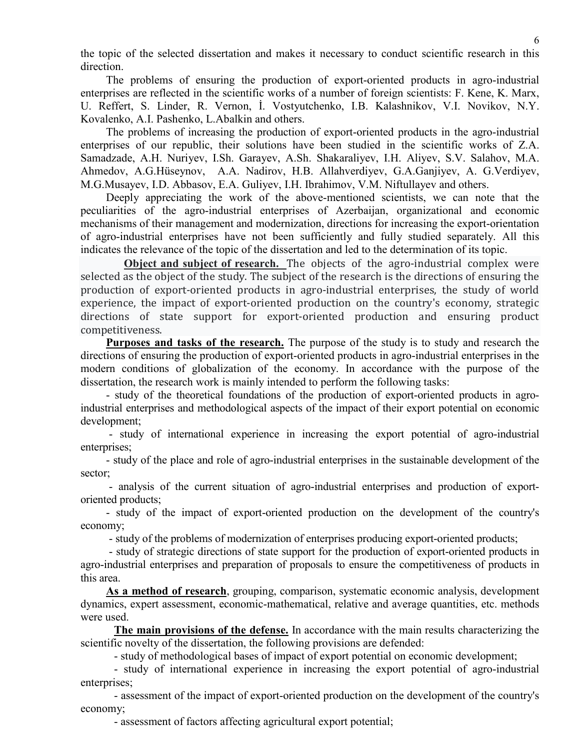the topic of the selected dissertation and makes it necessary to conduct scientific research in this direction.

The problems of ensuring the production of export-oriented products in agro-industrial enterprises are reflected in the scientific works of a number of foreign scientists: F. Kene, K. Marx, U. Reffert, S. Linder, R. Vernon, İ. Vostyutchenko, I.B. Kalashnikov, V.I. Novikov, N.Y. Kovalenko, A.I. Pashenko, L.Abalkin and others.

The problems of increasing the production of export-oriented products in the agro-industrial enterprises of our republic, their solutions have been studied in the scientific works of Z.A. Samadzade, A.H. Nuriyev, I.Sh. Garayev, A.Sh. Shakaraliyev, I.H. Aliyev, S.V. Salahov, M.A. Ahmedov, A.G.Hüseynov, A.A. Nadirov, H.B. Allahverdiyev, G.A.Ganjiyev, A. G.Verdiyev, M.G.Musayev, I.D. Abbasov, E.A. Guliyev, I.H. Ibrahimov, V.M. Niftullayev and others.

Deeply appreciating the work of the above-mentioned scientists, we can note that the peculiarities of the agro-industrial enterprises of Azerbaijan, organizational and economic mechanisms of their management and modernization, directions for increasing the export-orientation of agro-industrial enterprises have not been sufficiently and fully studied separately. All this indicates the relevance of the topic of the dissertation and led to the determination of its topic.

**Object and subject of research.** The objects of the agro-industrial complex were selected as the object of the study. The subject of the research is the directions of ensuring the production of export-oriented products in agro-industrial enterprises, the study of world experience, the impact of export-oriented production on the country's economy, strategic directions of state support for export-oriented production and ensuring product competitiveness.

**Purposes and tasks of the research.** The purpose of the study is to study and research the directions of ensuring the production of export-oriented products in agro-industrial enterprises in the modern conditions of globalization of the economy. In accordance with the purpose of the dissertation, the research work is mainly intended to perform the following tasks:

- study of the theoretical foundations of the production of export-oriented products in agro-industrial enterprises and methodological aspects of the impact of their export potential on economic development;
- study of international experience in increasing the export potential of agro-industrial enterprises;
- study of the place and role of agro-industrial enterprises in the sustainable development of the sector;
- analysis of the current situation of agro-industrial enterprises and production of export-oriented products;
- study of the impact of export-oriented production on the development of the country's economy;
- study of the problems of modernization of enterprises producing export-oriented products;
- study of strategic directions of state support for the production of export-oriented products in agro-industrial enterprises and preparation of proposals to ensure the competitiveness of products in this area.

**As a method of research**, grouping, comparison, systematic economic analysis, development dynamics, expert assessment, economic-mathematical, relative and average quantities, etc. methods were used.

**The main provisions of the defense.** In accordance with the main results characterizing the scientific novelty of the dissertation, the following provisions are defended:

- study of methodological bases of impact of export potential on economic development;
- study of international experience in increasing the export potential of agro-industrial enterprises;
- assessment of the impact of export-oriented production on the development of the country's economy;
- assessment of factors affecting agricultural export potential;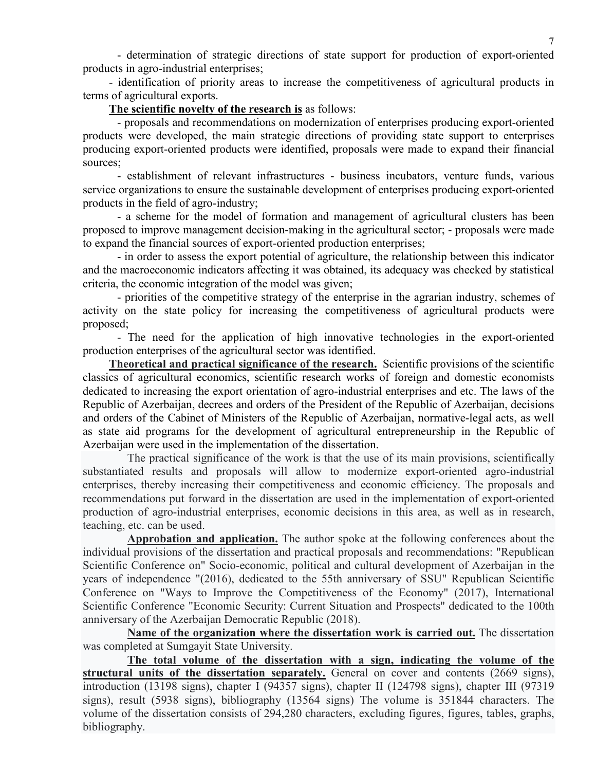- determination of strategic directions of state support for production of export-oriented products in agro-industrial enterprises;

- identification of priority areas to increase the competitiveness of agricultural products in terms of agricultural exports.

**The scientific novelty of the research is** as follows:

- proposals and recommendations on modernization of enterprises producing export-oriented products were developed, the main strategic directions of providing state support to enterprises producing export-oriented products were identified, proposals were made to expand their financial sources;

- establishment of relevant infrastructures - business incubators, venture funds, various service organizations to ensure the sustainable development of enterprises producing export-oriented products in the field of agro-industry;

- a scheme for the model of formation and management of agricultural clusters has been proposed to improve management decision-making in the agricultural sector; - proposals were made to expand the financial sources of export-oriented production enterprises;

- in order to assess the export potential of agriculture, the relationship between this indicator and the macroeconomic indicators affecting it was obtained, its adequacy was checked by statistical criteria, the economic integration of the model was given;

- priorities of the competitive strategy of the enterprise in the agrarian industry, schemes of activity on the state policy for increasing the competitiveness of agricultural products were proposed;

- The need for the application of high innovative technologies in the export-oriented production enterprises of the agricultural sector was identified.

**Theoretical and practical significance of the research.** Scientific provisions of the scientific classics of agricultural economics, scientific research works of foreign and domestic economists dedicated to increasing the export orientation of agro-industrial enterprises and etc. The laws of the Republic of Azerbaijan, decrees and orders of the President of the Republic of Azerbaijan, decisions and orders of the Cabinet of Ministers of the Republic of Azerbaijan, normative-legal acts, as well as state aid programs for the development of agricultural entrepreneurship in the Republic of Azerbaijan were used in the implementation of the dissertation.

The practical significance of the work is that the use of its main provisions, scientifically substantiated results and proposals will allow to modernize export-oriented agro-industrial enterprises, thereby increasing their competitiveness and economic efficiency. The proposals and recommendations put forward in the dissertation are used in the implementation of export-oriented production of agro-industrial enterprises, economic decisions in this area, as well as in research, teaching, etc. can be used.

**Approbation and application.** The author spoke at the following conferences about the individual provisions of the dissertation and practical proposals and recommendations: "Republican Scientific Conference on" Socio-economic, political and cultural development of Azerbaijan in the years of independence "(2016), dedicated to the 55th anniversary of SSU" Republican Scientific Conference on "Ways to Improve the Competitiveness of the Economy" (2017), International Scientific Conference "Economic Security: Current Situation and Prospects" dedicated to the 100th anniversary of the Azerbaijan Democratic Republic (2018).

**Name of the organization where the dissertation work is carried out.** The dissertation was completed at Sumgayit State University.

**The total volume of the dissertation with a sign, indicating the volume of the structural units of the dissertation separately.** General on cover and contents (2669 signs), introduction (13198 signs), chapter I (94357 signs), chapter II (124798 signs), chapter III (97319 signs), result (5938 signs), bibliography (13564 signs) The volume is 351844 characters. The volume of the dissertation consists of 294,280 characters, excluding figures, figures, tables, graphs, bibliography.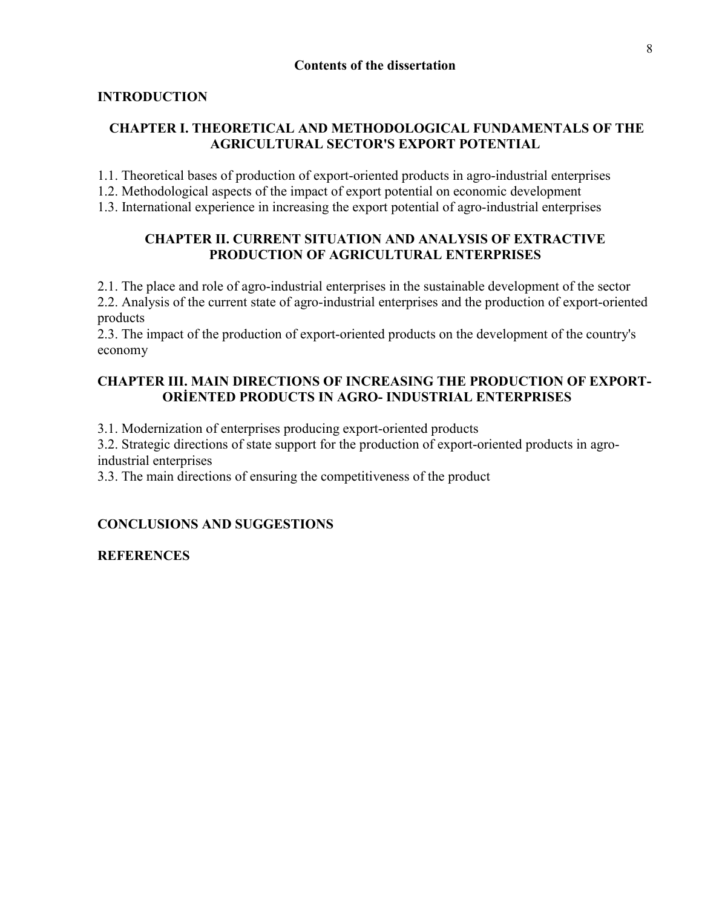# Contents of the dissertation

## INTRODUCTION

## CHAPTER I. THEORETICAL AND METHODOLOGICAL FUNDAMENTALS OF THE AGRICULTURAL SECTOR'S EXPORT POTENTIAL

1.1. Theoretical bases of production of export-oriented products in agro-industrial enterprises
1.2. Methodological aspects of the impact of export potential on economic development
1.3. International experience in increasing the export potential of agro-industrial enterprises

## CHAPTER II. CURRENT SITUATION AND ANALYSIS OF EXTRACTIVE PRODUCTION OF AGRICULTURAL ENTERPRISES

2.1. The place and role of agro-industrial enterprises in the sustainable development of the sector
2.2. Analysis of the current state of agro-industrial enterprises and the production of export-oriented products
2.3. The impact of the production of export-oriented products on the development of the country's economy

## CHAPTER III. MAIN DIRECTIONS OF INCREASING THE PRODUCTION OF EXPORT-ORİENTED PRODUCTS IN AGRO- INDUSTRIAL ENTERPRISES

3.1. Modernization of enterprises producing export-oriented products
3.2. Strategic directions of state support for the production of export-oriented products in agro-industrial enterprises
3.3. The main directions of ensuring the competitiveness of the product

## CONCLUSIONS AND SUGGESTIONS

## REFERENCES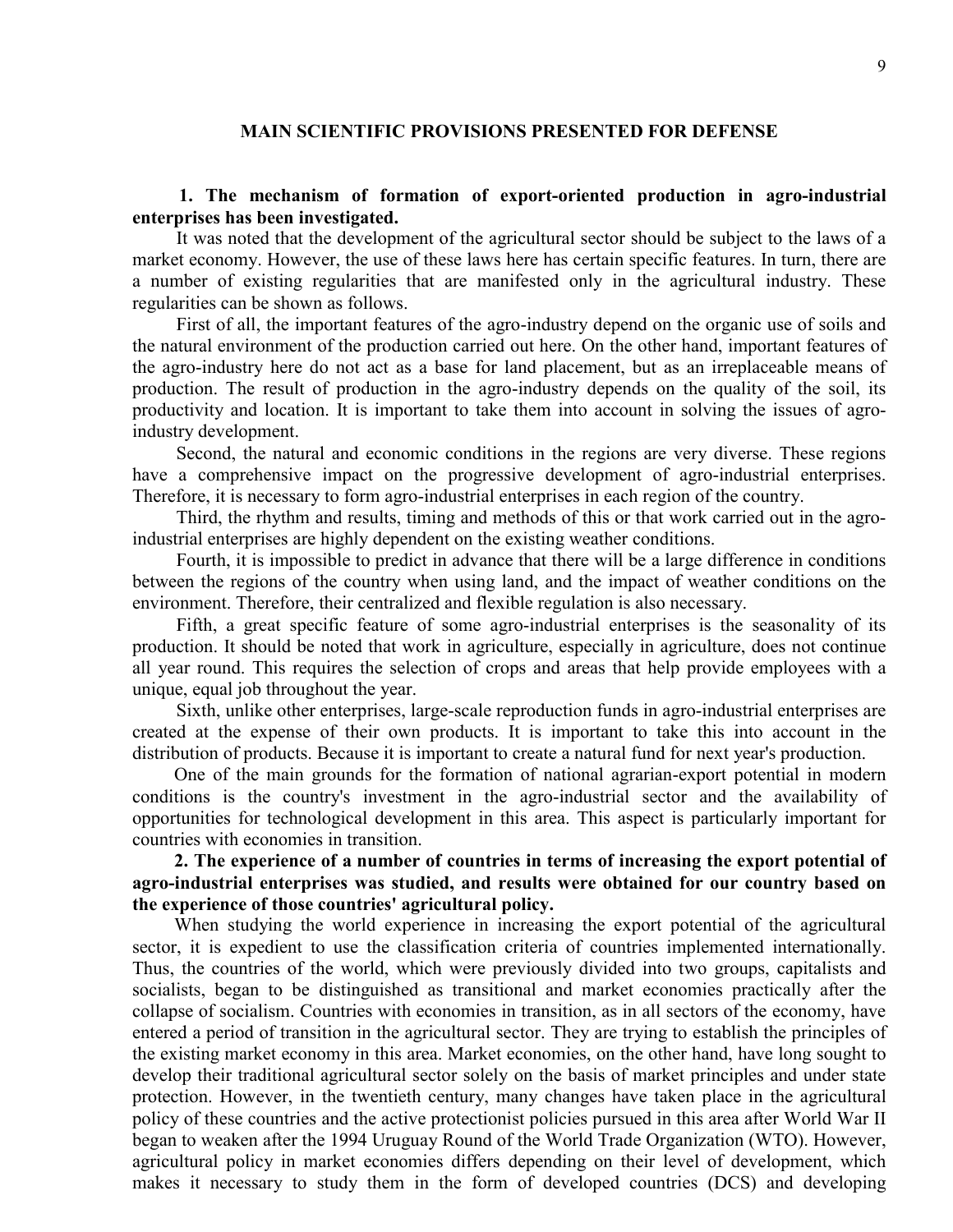## MAIN SCIENTIFIC PROVISIONS PRESENTED FOR DEFENSE

**1. The mechanism of formation of export-oriented production in agro-industrial enterprises has been investigated.**

It was noted that the development of the agricultural sector should be subject to the laws of a market economy. However, the use of these laws here has certain specific features. In turn, there are a number of existing regularities that are manifested only in the agricultural industry. These regularities can be shown as follows.

First of all, the important features of the agro-industry depend on the organic use of soils and the natural environment of the production carried out here. On the other hand, important features of the agro-industry here do not act as a base for land placement, but as an irreplaceable means of production. The result of production in the agro-industry depends on the quality of the soil, its productivity and location. It is important to take them into account in solving the issues of agro-industry development.

Second, the natural and economic conditions in the regions are very diverse. These regions have a comprehensive impact on the progressive development of agro-industrial enterprises. Therefore, it is necessary to form agro-industrial enterprises in each region of the country.

Third, the rhythm and results, timing and methods of this or that work carried out in the agro-industrial enterprises are highly dependent on the existing weather conditions.

Fourth, it is impossible to predict in advance that there will be a large difference in conditions between the regions of the country when using land, and the impact of weather conditions on the environment. Therefore, their centralized and flexible regulation is also necessary.

Fifth, a great specific feature of some agro-industrial enterprises is the seasonality of its production. It should be noted that work in agriculture, especially in agriculture, does not continue all year round. This requires the selection of crops and areas that help provide employees with a unique, equal job throughout the year.

Sixth, unlike other enterprises, large-scale reproduction funds in agro-industrial enterprises are created at the expense of their own products. It is important to take this into account in the distribution of products. Because it is important to create a natural fund for next year's production.

One of the main grounds for the formation of national agrarian-export potential in modern conditions is the country's investment in the agro-industrial sector and the availability of opportunities for technological development in this area. This aspect is particularly important for countries with economies in transition.

**2. The experience of a number of countries in terms of increasing the export potential of agro-industrial enterprises was studied, and results were obtained for our country based on the experience of those countries' agricultural policy.**

When studying the world experience in increasing the export potential of the agricultural sector, it is expedient to use the classification criteria of countries implemented internationally. Thus, the countries of the world, which were previously divided into two groups, capitalists and socialists, began to be distinguished as transitional and market economies practically after the collapse of socialism. Countries with economies in transition, as in all sectors of the economy, have entered a period of transition in the agricultural sector. They are trying to establish the principles of the existing market economy in this area. Market economies, on the other hand, have long sought to develop their traditional agricultural sector solely on the basis of market principles and under state protection. However, in the twentieth century, many changes have taken place in the agricultural policy of these countries and the active protectionist policies pursued in this area after World War II began to weaken after the 1994 Uruguay Round of the World Trade Organization (WTO). However, agricultural policy in market economies differs depending on their level of development, which makes it necessary to study them in the form of developed countries (DCS) and developing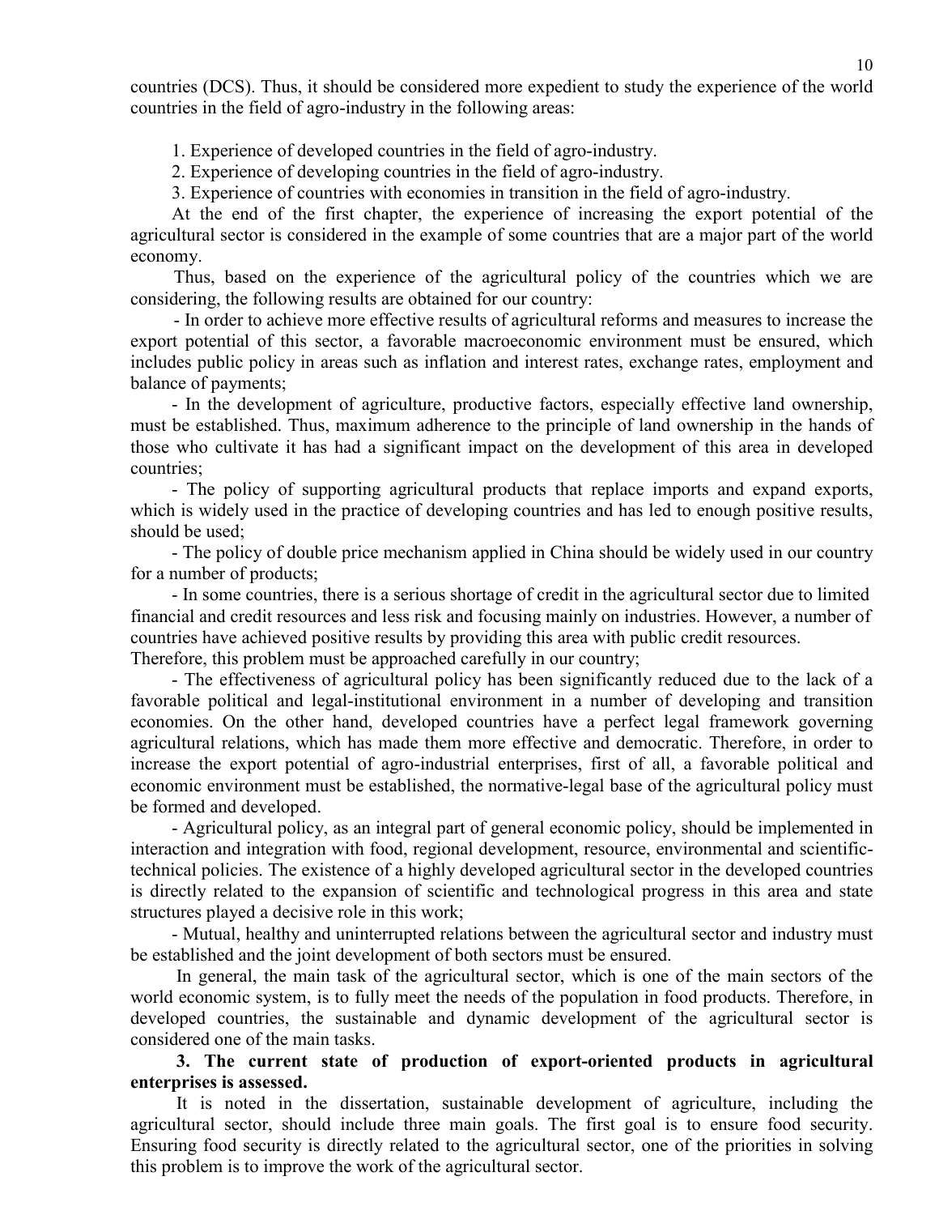countries (DCS). Thus, it should be considered more expedient to study the experience of the world countries in the field of agro-industry in the following areas:

1. Experience of developed countries in the field of agro-industry.
2. Experience of developing countries in the field of agro-industry.
3. Experience of countries with economies in transition in the field of agro-industry.

At the end of the first chapter, the experience of increasing the export potential of the agricultural sector is considered in the example of some countries that are a major part of the world economy.

Thus, based on the experience of the agricultural policy of the countries which we are considering, the following results are obtained for our country:

- In order to achieve more effective results of agricultural reforms and measures to increase the export potential of this sector, a favorable macroeconomic environment must be ensured, which includes public policy in areas such as inflation and interest rates, exchange rates, employment and balance of payments;
- In the development of agriculture, productive factors, especially effective land ownership, must be established. Thus, maximum adherence to the principle of land ownership in the hands of those who cultivate it has had a significant impact on the development of this area in developed countries;
- The policy of supporting agricultural products that replace imports and expand exports, which is widely used in the practice of developing countries and has led to enough positive results, should be used;
- The policy of double price mechanism applied in China should be widely used in our country for a number of products;
- In some countries, there is a serious shortage of credit in the agricultural sector due to limited financial and credit resources and less risk and focusing mainly on industries. However, a number of countries have achieved positive results by providing this area with public credit resources. Therefore, this problem must be approached carefully in our country;
- The effectiveness of agricultural policy has been significantly reduced due to the lack of a favorable political and legal-institutional environment in a number of developing and transition economies. On the other hand, developed countries have a perfect legal framework governing agricultural relations, which has made them more effective and democratic. Therefore, in order to increase the export potential of agro-industrial enterprises, first of all, a favorable political and economic environment must be established, the normative-legal base of the agricultural policy must be formed and developed.
- Agricultural policy, as an integral part of general economic policy, should be implemented in interaction and integration with food, regional development, resource, environmental and scientific-technical policies. The existence of a highly developed agricultural sector in the developed countries is directly related to the expansion of scientific and technological progress in this area and state structures played a decisive role in this work;
- Mutual, healthy and uninterrupted relations between the agricultural sector and industry must be established and the joint development of both sectors must be ensured.

In general, the main task of the agricultural sector, which is one of the main sectors of the world economic system, is to fully meet the needs of the population in food products. Therefore, in developed countries, the sustainable and dynamic development of the agricultural sector is considered one of the main tasks.

**3. The current state of production of export-oriented products in agricultural enterprises is assessed.**

It is noted in the dissertation, sustainable development of agriculture, including the agricultural sector, should include three main goals. The first goal is to ensure food security. Ensuring food security is directly related to the agricultural sector, one of the priorities in solving this problem is to improve the work of the agricultural sector.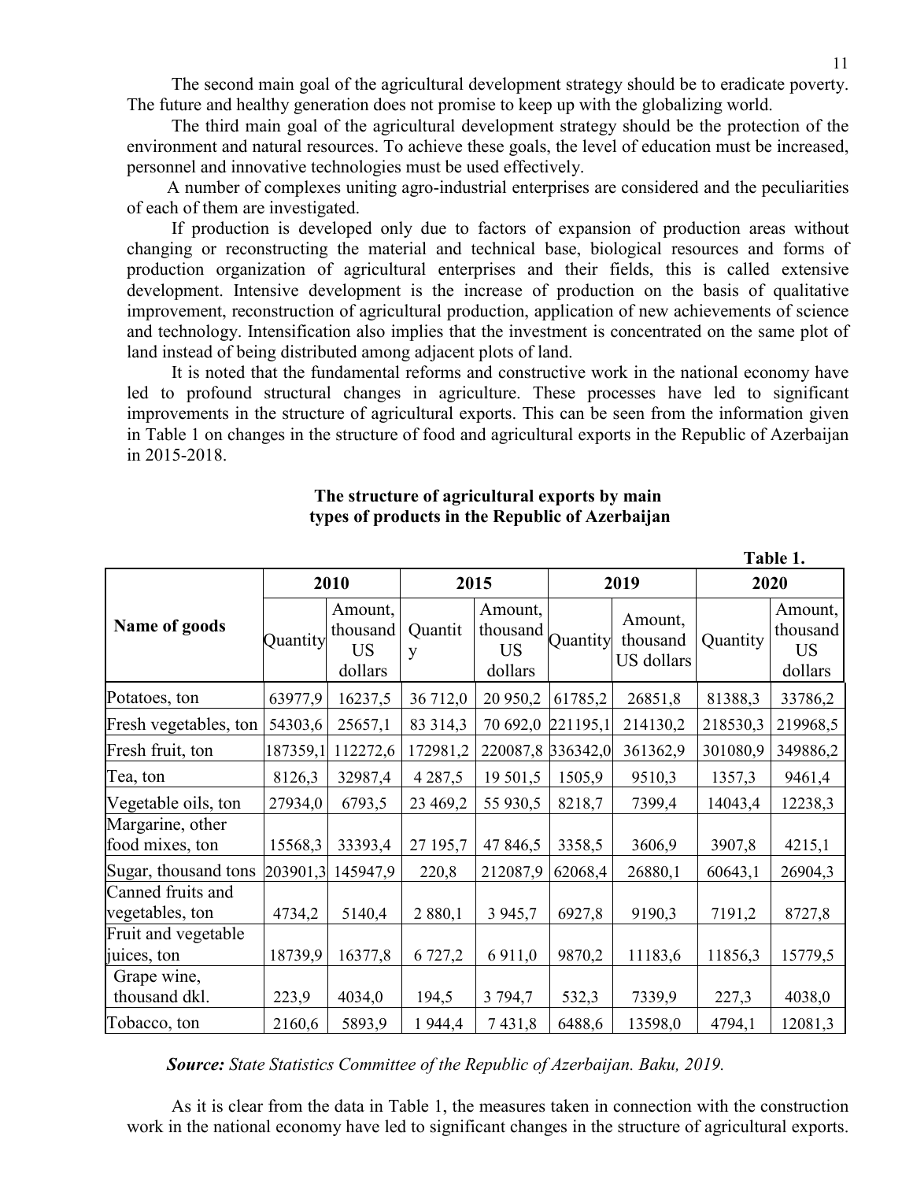The second main goal of the agricultural development strategy should be to eradicate poverty. The future and healthy generation does not promise to keep up with the globalizing world.

The third main goal of the agricultural development strategy should be the protection of the environment and natural resources. To achieve these goals, the level of education must be increased, personnel and innovative technologies must be used effectively.

A number of complexes uniting agro-industrial enterprises are considered and the peculiarities of each of them are investigated.

If production is developed only due to factors of expansion of production areas without changing or reconstructing the material and technical base, biological resources and forms of production organization of agricultural enterprises and their fields, this is called extensive development. Intensive development is the increase of production on the basis of qualitative improvement, reconstruction of agricultural production, application of new achievements of science and technology. Intensification also implies that the investment is concentrated on the same plot of land instead of being distributed among adjacent plots of land.

It is noted that the fundamental reforms and constructive work in the national economy have led to profound structural changes in agriculture. These processes have led to significant improvements in the structure of agricultural exports. This can be seen from the information given in Table 1 on changes in the structure of food and agricultural exports in the Republic of Azerbaijan in 2015-2018.

**The structure of agricultural exports by main types of products in the Republic of Azerbaijan**

**Table 1.**

| Name of goods | 2010 | | 2015 | | 2019 | | 2020 | |
|---|---|---|---|---|---|---|---|---|
| | Quantity | Amount, thousand US dollars | Quantity | Amount, thousand US dollars | Quantity | Amount, thousand US dollars | Quantity | Amount, thousand US dollars |
| Potatoes, ton | 63977,9 | 16237,5 | 36 712,0 | 20 950,2 | 61785,2 | 26851,8 | 81388,3 | 33786,2 |
| Fresh vegetables, ton | 54303,6 | 25657,1 | 83 314,3 | 70 692,0 | 221195,1 | 214130,2 | 218530,3 | 219968,5 |
| Fresh fruit, ton | 187359,1 | 112272,6 | 172981,2 | 220087,8 | 336342,0 | 361362,9 | 301080,9 | 349886,2 |
| Tea, ton | 8126,3 | 32987,4 | 4 287,5 | 19 501,5 | 1505,9 | 9510,3 | 1357,3 | 9461,4 |
| Vegetable oils, ton | 27934,0 | 6793,5 | 23 469,2 | 55 930,5 | 8218,7 | 7399,4 | 14043,4 | 12238,3 |
| Margarine, other food mixes, ton | 15568,3 | 33393,4 | 27 195,7 | 47 846,5 | 3358,5 | 3606,9 | 3907,8 | 4215,1 |
| Sugar, thousand tons | 203901,3 | 145947,9 | 220,8 | 212087,9 | 62068,4 | 26880,1 | 60643,1 | 26904,3 |
| Canned fruits and vegetables, ton | 4734,2 | 5140,4 | 2 880,1 | 3 945,7 | 6927,8 | 9190,3 | 7191,2 | 8727,8 |
| Fruit and vegetable juices, ton | 18739,9 | 16377,8 | 6 727,2 | 6 911,0 | 9870,2 | 11183,6 | 11856,3 | 15779,5 |
| Grape wine, thousand dkl. | 223,9 | 4034,0 | 194,5 | 3 794,7 | 532,3 | 7339,9 | 227,3 | 4038,0 |
| Tobacco, ton | 2160,6 | 5893,9 | 1 944,4 | 7 431,8 | 6488,6 | 13598,0 | 4794,1 | 12081,3 |

***Source:*** *State Statistics Committee of the Republic of Azerbaijan. Baku, 2019.*

As it is clear from the data in Table 1, the measures taken in connection with the construction work in the national economy have led to significant changes in the structure of agricultural exports.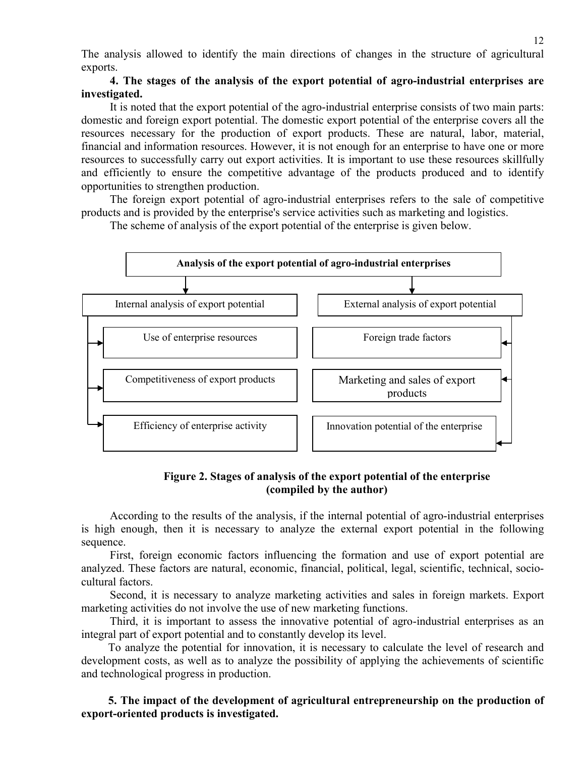The analysis allowed to identify the main directions of changes in the structure of agricultural exports.

**4. The stages of the analysis of the export potential of agro-industrial enterprises are investigated.**

It is noted that the export potential of the agro-industrial enterprise consists of two main parts: domestic and foreign export potential. The domestic export potential of the enterprise covers all the resources necessary for the production of export products. These are natural, labor, material, financial and information resources. However, it is not enough for an enterprise to have one or more resources to successfully carry out export activities. It is important to use these resources skillfully and efficiently to ensure the competitive advantage of the products produced and to identify opportunities to strengthen production.

The foreign export potential of agro-industrial enterprises refers to the sale of competitive products and is provided by the enterprise's service activities such as marketing and logistics.

The scheme of analysis of the export potential of the enterprise is given below.

Analysis of the export potential of agro-industrial enterprises

| Internal analysis of export potential | External analysis of export potential |
|---|---|
| Use of enterprise resources | Foreign trade factors |
| Competitiveness of export products | Marketing and sales of export products |
| Efficiency of enterprise activity | Innovation potential of the enterprise |

**Figure 2. Stages of analysis of the export potential of the enterprise (compiled by the author)**

According to the results of the analysis, if the internal potential of agro-industrial enterprises is high enough, then it is necessary to analyze the external export potential in the following sequence.

First, foreign economic factors influencing the formation and use of export potential are analyzed. These factors are natural, economic, financial, political, legal, scientific, technical, socio-cultural factors.

Second, it is necessary to analyze marketing activities and sales in foreign markets. Export marketing activities do not involve the use of new marketing functions.

Third, it is important to assess the innovative potential of agro-industrial enterprises as an integral part of export potential and to constantly develop its level.

To analyze the potential for innovation, it is necessary to calculate the level of research and development costs, as well as to analyze the possibility of applying the achievements of scientific and technological progress in production.

**5. The impact of the development of agricultural entrepreneurship on the production of export-oriented products is investigated.**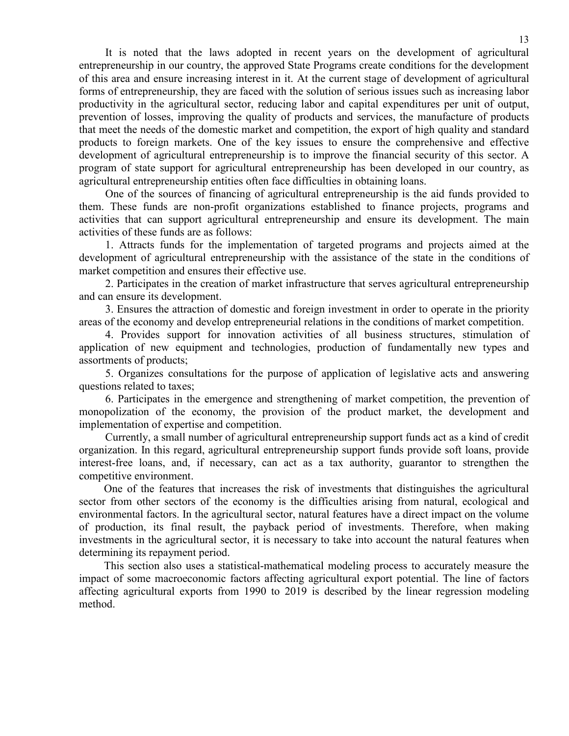It is noted that the laws adopted in recent years on the development of agricultural entrepreneurship in our country, the approved State Programs create conditions for the development of this area and ensure increasing interest in it. At the current stage of development of agricultural forms of entrepreneurship, they are faced with the solution of serious issues such as increasing labor productivity in the agricultural sector, reducing labor and capital expenditures per unit of output, prevention of losses, improving the quality of products and services, the manufacture of products that meet the needs of the domestic market and competition, the export of high quality and standard products to foreign markets. One of the key issues to ensure the comprehensive and effective development of agricultural entrepreneurship is to improve the financial security of this sector. A program of state support for agricultural entrepreneurship has been developed in our country, as agricultural entrepreneurship entities often face difficulties in obtaining loans.

One of the sources of financing of agricultural entrepreneurship is the aid funds provided to them. These funds are non-profit organizations established to finance projects, programs and activities that can support agricultural entrepreneurship and ensure its development. The main activities of these funds are as follows:

1. Attracts funds for the implementation of targeted programs and projects aimed at the development of agricultural entrepreneurship with the assistance of the state in the conditions of market competition and ensures their effective use.

2. Participates in the creation of market infrastructure that serves agricultural entrepreneurship and can ensure its development.

3. Ensures the attraction of domestic and foreign investment in order to operate in the priority areas of the economy and develop entrepreneurial relations in the conditions of market competition.

4. Provides support for innovation activities of all business structures, stimulation of application of new equipment and technologies, production of fundamentally new types and assortments of products;

5. Organizes consultations for the purpose of application of legislative acts and answering questions related to taxes;

6. Participates in the emergence and strengthening of market competition, the prevention of monopolization of the economy, the provision of the product market, the development and implementation of expertise and competition.

Currently, a small number of agricultural entrepreneurship support funds act as a kind of credit organization. In this regard, agricultural entrepreneurship support funds provide soft loans, provide interest-free loans, and, if necessary, can act as a tax authority, guarantor to strengthen the competitive environment.

One of the features that increases the risk of investments that distinguishes the agricultural sector from other sectors of the economy is the difficulties arising from natural, ecological and environmental factors. In the agricultural sector, natural features have a direct impact on the volume of production, its final result, the payback period of investments. Therefore, when making investments in the agricultural sector, it is necessary to take into account the natural features when determining its repayment period.

This section also uses a statistical-mathematical modeling process to accurately measure the impact of some macroeconomic factors affecting agricultural export potential. The line of factors affecting agricultural exports from 1990 to 2019 is described by the linear regression modeling method.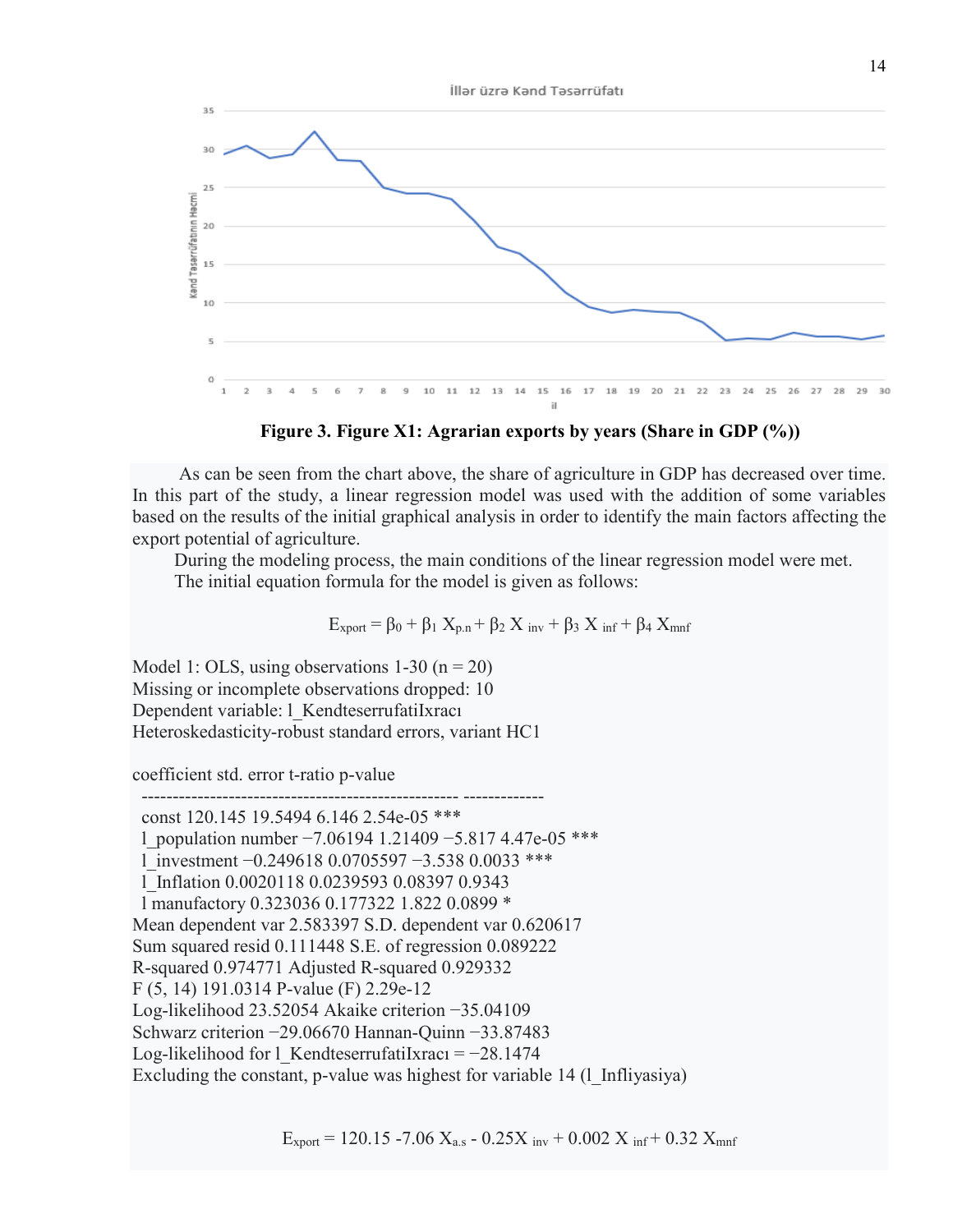**Figure 3. Figure X1: Agrarian exports by years (Share in GDP (%))**

As can be seen from the chart above, the share of agriculture in GDP has decreased over time. In this part of the study, a linear regression model was used with the addition of some variables based on the results of the initial graphical analysis in order to identify the main factors affecting the export potential of agriculture.

During the modeling process, the main conditions of the linear regression model were met.

The initial equation formula for the model is given as follows:

$$E_{xport} = \beta_0 + \beta_1 X_{p.n} + \beta_2 X_{inv} + \beta_3 X_{inf} + \beta_4 X_{mnf}$$

Model 1: OLS, using observations 1-30 (n = 20)
Missing or incomplete observations dropped: 10
Dependent variable: l_KendteserrufatiIxracı
Heteroskedasticity-robust standard errors, variant HC1

```
                     coefficient   std. error   t-ratio   p-value
  ---------------------------------------------------  -------------
  const              120.145       19.5494       6.146    2.54e-05  ***
  l_population number −7.06194      1.21409     −5.817    4.47e-05  ***
  l_investment       −0.249618     0.0705597    −3.538    0.0033    ***
  l_Inflation         0.0020118    0.0239593     0.08397  0.9343
  l manufactory       0.323036     0.177322      1.822    0.0899    *
Mean dependent var 2.583397   S.D. dependent var 0.620617
Sum squared resid 0.111448   S.E. of regression 0.089222
R-squared 0.974771   Adjusted R-squared 0.929332
F (5, 14) 191.0314   P-value (F) 2.29e-12
Log-likelihood 23.52054   Akaike criterion −35.04109
Schwarz criterion −29.06670   Hannan-Quinn −33.87483
Log-likelihood for l_KendteserrufatiIxracı = −28.1474
Excluding the constant, p-value was highest for variable 14 (l_Infliyasiya)
```

$$E_{xport} = 120.15 - 7.06 X_{a.s} - 0.25 X_{inv} + 0.002 X_{inf} + 0.32 X_{mnf}$$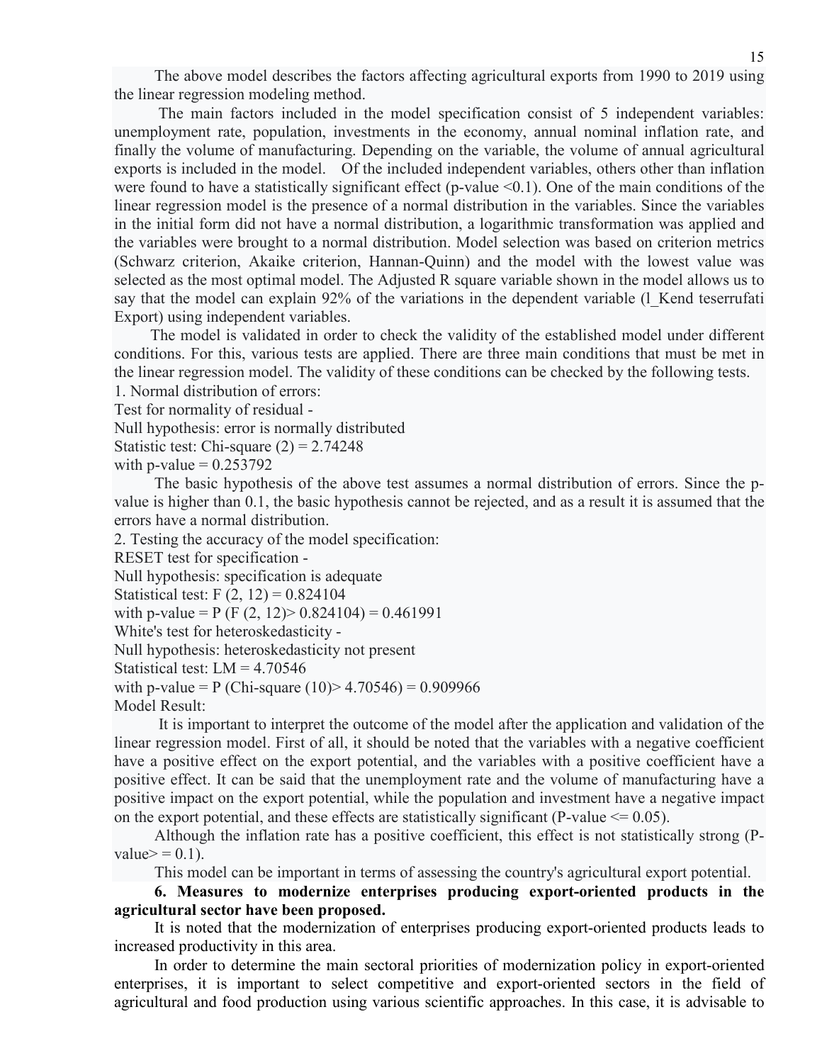The above model describes the factors affecting agricultural exports from 1990 to 2019 using the linear regression modeling method.

The main factors included in the model specification consist of 5 independent variables: unemployment rate, population, investments in the economy, annual nominal inflation rate, and finally the volume of manufacturing. Depending on the variable, the volume of annual agricultural exports is included in the model. Of the included independent variables, others other than inflation were found to have a statistically significant effect (p-value <0.1). One of the main conditions of the linear regression model is the presence of a normal distribution in the variables. Since the variables in the initial form did not have a normal distribution, a logarithmic transformation was applied and the variables were brought to a normal distribution. Model selection was based on criterion metrics (Schwarz criterion, Akaike criterion, Hannan-Quinn) and the model with the lowest value was selected as the most optimal model. The Adjusted R square variable shown in the model allows us to say that the model can explain 92% of the variations in the dependent variable (l_Kend teserrufati Export) using independent variables.

The model is validated in order to check the validity of the established model under different conditions. For this, various tests are applied. There are three main conditions that must be met in the linear regression model. The validity of these conditions can be checked by the following tests.

1. Normal distribution of errors:

Test for normality of residual -

Null hypothesis: error is normally distributed

Statistic test: Chi-square (2) = 2.74248

with p-value = 0.253792

The basic hypothesis of the above test assumes a normal distribution of errors. Since the p-value is higher than 0.1, the basic hypothesis cannot be rejected, and as a result it is assumed that the errors have a normal distribution.

2. Testing the accuracy of the model specification:

RESET test for specification -

Null hypothesis: specification is adequate

Statistical test: F (2, 12) = 0.824104

with p-value = P (F (2, 12)> 0.824104) = 0.461991

White's test for heteroskedasticity -

Null hypothesis: heteroskedasticity not present

Statistical test: LM = 4.70546

with p-value = P (Chi-square (10)> 4.70546) = 0.909966

Model Result:

It is important to interpret the outcome of the model after the application and validation of the linear regression model. First of all, it should be noted that the variables with a negative coefficient have a positive effect on the export potential, and the variables with a positive coefficient have a positive effect. It can be said that the unemployment rate and the volume of manufacturing have a positive impact on the export potential, while the population and investment have a negative impact on the export potential, and these effects are statistically significant (P-value <= 0.05).

Although the inflation rate has a positive coefficient, this effect is not statistically strong (P-value> = 0.1).

This model can be important in terms of assessing the country's agricultural export potential.

**6. Measures to modernize enterprises producing export-oriented products in the agricultural sector have been proposed.**

It is noted that the modernization of enterprises producing export-oriented products leads to increased productivity in this area.

In order to determine the main sectoral priorities of modernization policy in export-oriented enterprises, it is important to select competitive and export-oriented sectors in the field of agricultural and food production using various scientific approaches. In this case, it is advisable to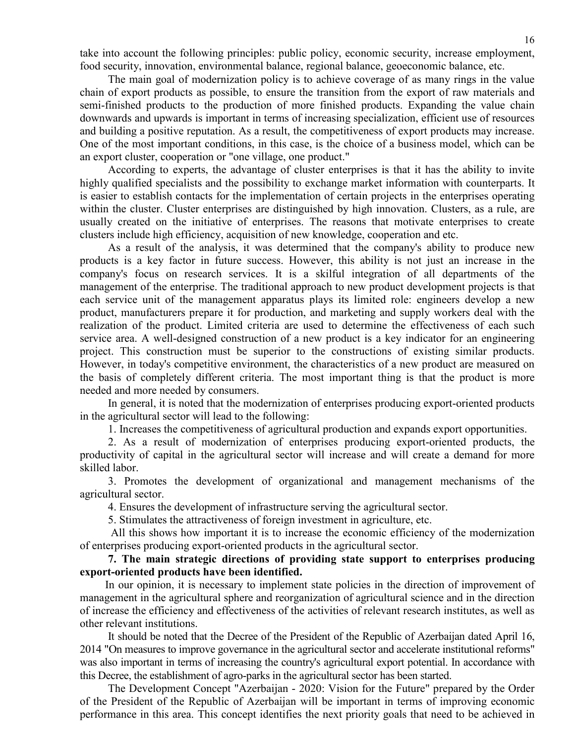take into account the following principles: public policy, economic security, increase employment, food security, innovation, environmental balance, regional balance, geoeconomic balance, etc.

The main goal of modernization policy is to achieve coverage of as many rings in the value chain of export products as possible, to ensure the transition from the export of raw materials and semi-finished products to the production of more finished products. Expanding the value chain downwards and upwards is important in terms of increasing specialization, efficient use of resources and building a positive reputation. As a result, the competitiveness of export products may increase. One of the most important conditions, in this case, is the choice of a business model, which can be an export cluster, cooperation or "one village, one product."

According to experts, the advantage of cluster enterprises is that it has the ability to invite highly qualified specialists and the possibility to exchange market information with counterparts. It is easier to establish contacts for the implementation of certain projects in the enterprises operating within the cluster. Cluster enterprises are distinguished by high innovation. Clusters, as a rule, are usually created on the initiative of enterprises. The reasons that motivate enterprises to create clusters include high efficiency, acquisition of new knowledge, cooperation and etc.

As a result of the analysis, it was determined that the company's ability to produce new products is a key factor in future success. However, this ability is not just an increase in the company's focus on research services. It is a skilful integration of all departments of the management of the enterprise. The traditional approach to new product development projects is that each service unit of the management apparatus plays its limited role: engineers develop a new product, manufacturers prepare it for production, and marketing and supply workers deal with the realization of the product. Limited criteria are used to determine the effectiveness of each such service area. A well-designed construction of a new product is a key indicator for an engineering project. This construction must be superior to the constructions of existing similar products. However, in today's competitive environment, the characteristics of a new product are measured on the basis of completely different criteria. The most important thing is that the product is more needed and more needed by consumers.

In general, it is noted that the modernization of enterprises producing export-oriented products in the agricultural sector will lead to the following:

1. Increases the competitiveness of agricultural production and expands export opportunities.
2. As a result of modernization of enterprises producing export-oriented products, the productivity of capital in the agricultural sector will increase and will create a demand for more skilled labor.
3. Promotes the development of organizational and management mechanisms of the agricultural sector.
4. Ensures the development of infrastructure serving the agricultural sector.
5. Stimulates the attractiveness of foreign investment in agriculture, etc.

All this shows how important it is to increase the economic efficiency of the modernization of enterprises producing export-oriented products in the agricultural sector.

**7. The main strategic directions of providing state support to enterprises producing export-oriented products have been identified.**

In our opinion, it is necessary to implement state policies in the direction of improvement of management in the agricultural sphere and reorganization of agricultural science and in the direction of increase the efficiency and effectiveness of the activities of relevant research institutes, as well as other relevant institutions.

It should be noted that the Decree of the President of the Republic of Azerbaijan dated April 16, 2014 "On measures to improve governance in the agricultural sector and accelerate institutional reforms" was also important in terms of increasing the country's agricultural export potential. In accordance with this Decree, the establishment of agro-parks in the agricultural sector has been started.

The Development Concept "Azerbaijan - 2020: Vision for the Future" prepared by the Order of the President of the Republic of Azerbaijan will be important in terms of improving economic performance in this area. This concept identifies the next priority goals that need to be achieved in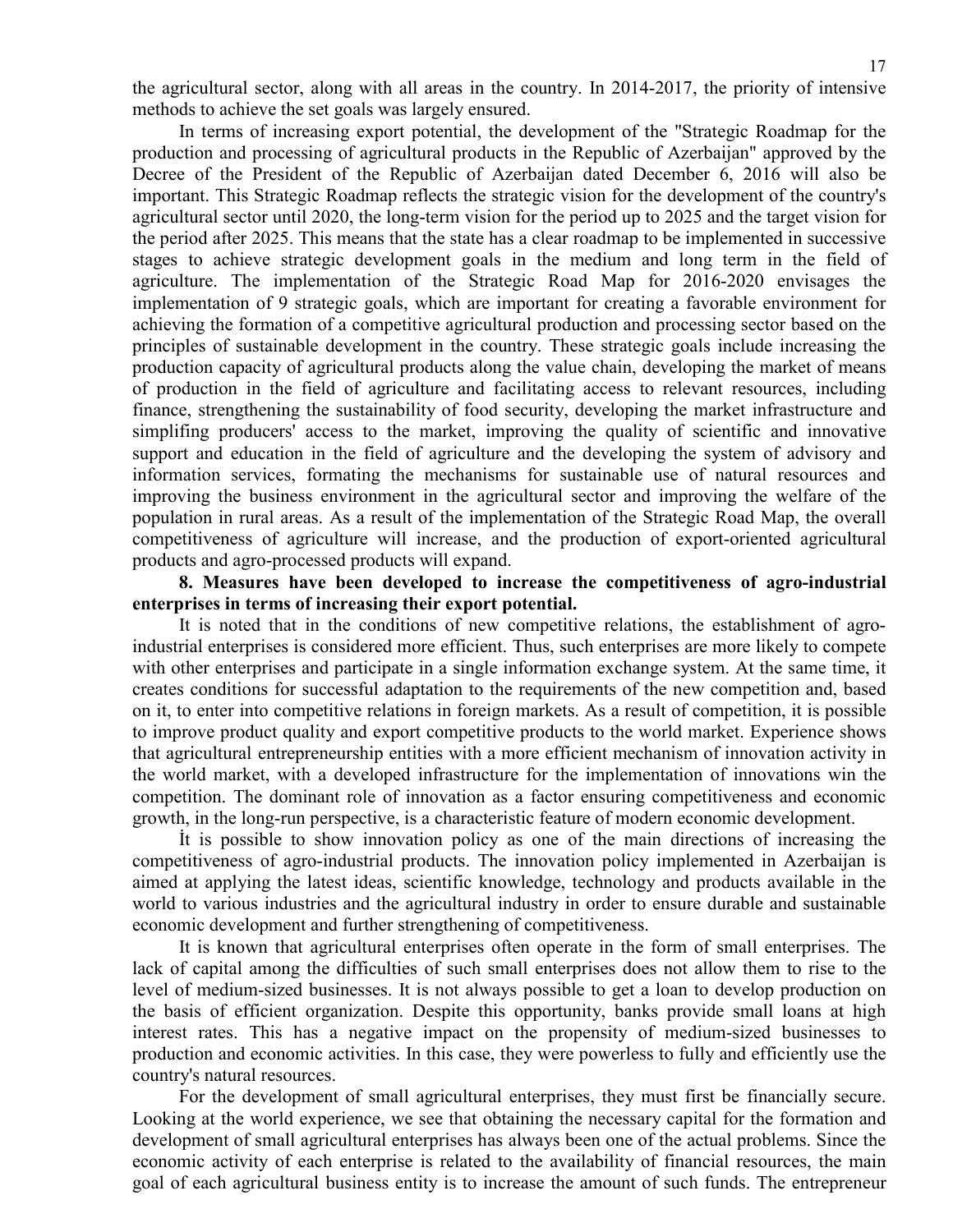the agricultural sector, along with all areas in the country. In 2014-2017, the priority of intensive methods to achieve the set goals was largely ensured.

In terms of increasing export potential, the development of the "Strategic Roadmap for the production and processing of agricultural products in the Republic of Azerbaijan" approved by the Decree of the President of the Republic of Azerbaijan dated December 6, 2016 will also be important. This Strategic Roadmap reflects the strategic vision for the development of the country's agricultural sector until 2020, the long-term vision for the period up to 2025 and the target vision for the period after 2025. This means that the state has a clear roadmap to be implemented in successive stages to achieve strategic development goals in the medium and long term in the field of agriculture. The implementation of the Strategic Road Map for 2016-2020 envisages the implementation of 9 strategic goals, which are important for creating a favorable environment for achieving the formation of a competitive agricultural production and processing sector based on the principles of sustainable development in the country. These strategic goals include increasing the production capacity of agricultural products along the value chain, developing the market of means of production in the field of agriculture and facilitating access to relevant resources, including finance, strengthening the sustainability of food security, developing the market infrastructure and simplifing producers' access to the market, improving the quality of scientific and innovative support and education in the field of agriculture and the developing the system of advisory and information services, formating the mechanisms for sustainable use of natural resources and improving the business environment in the agricultural sector and improving the welfare of the population in rural areas. As a result of the implementation of the Strategic Road Map, the overall competitiveness of agriculture will increase, and the production of export-oriented agricultural products and agro-processed products will expand.

**8. Measures have been developed to increase the competitiveness of agro-industrial enterprises in terms of increasing their export potential.**

It is noted that in the conditions of new competitive relations, the establishment of agro-industrial enterprises is considered more efficient. Thus, such enterprises are more likely to compete with other enterprises and participate in a single information exchange system. At the same time, it creates conditions for successful adaptation to the requirements of the new competition and, based on it, to enter into competitive relations in foreign markets. As a result of competition, it is possible to improve product quality and export competitive products to the world market. Experience shows that agricultural entrepreneurship entities with a more efficient mechanism of innovation activity in the world market, with a developed infrastructure for the implementation of innovations win the competition. The dominant role of innovation as a factor ensuring competitiveness and economic growth, in the long-run perspective, is a characteristic feature of modern economic development.

İt is possible to show innovation policy as one of the main directions of increasing the competitiveness of agro-industrial products. The innovation policy implemented in Azerbaijan is aimed at applying the latest ideas, scientific knowledge, technology and products available in the world to various industries and the agricultural industry in order to ensure durable and sustainable economic development and further strengthening of competitiveness.

It is known that agricultural enterprises often operate in the form of small enterprises. The lack of capital among the difficulties of such small enterprises does not allow them to rise to the level of medium-sized businesses. It is not always possible to get a loan to develop production on the basis of efficient organization. Despite this opportunity, banks provide small loans at high interest rates. This has a negative impact on the propensity of medium-sized businesses to production and economic activities. In this case, they were powerless to fully and efficiently use the country's natural resources.

For the development of small agricultural enterprises, they must first be financially secure. Looking at the world experience, we see that obtaining the necessary capital for the formation and development of small agricultural enterprises has always been one of the actual problems. Since the economic activity of each enterprise is related to the availability of financial resources, the main goal of each agricultural business entity is to increase the amount of such funds. The entrepreneur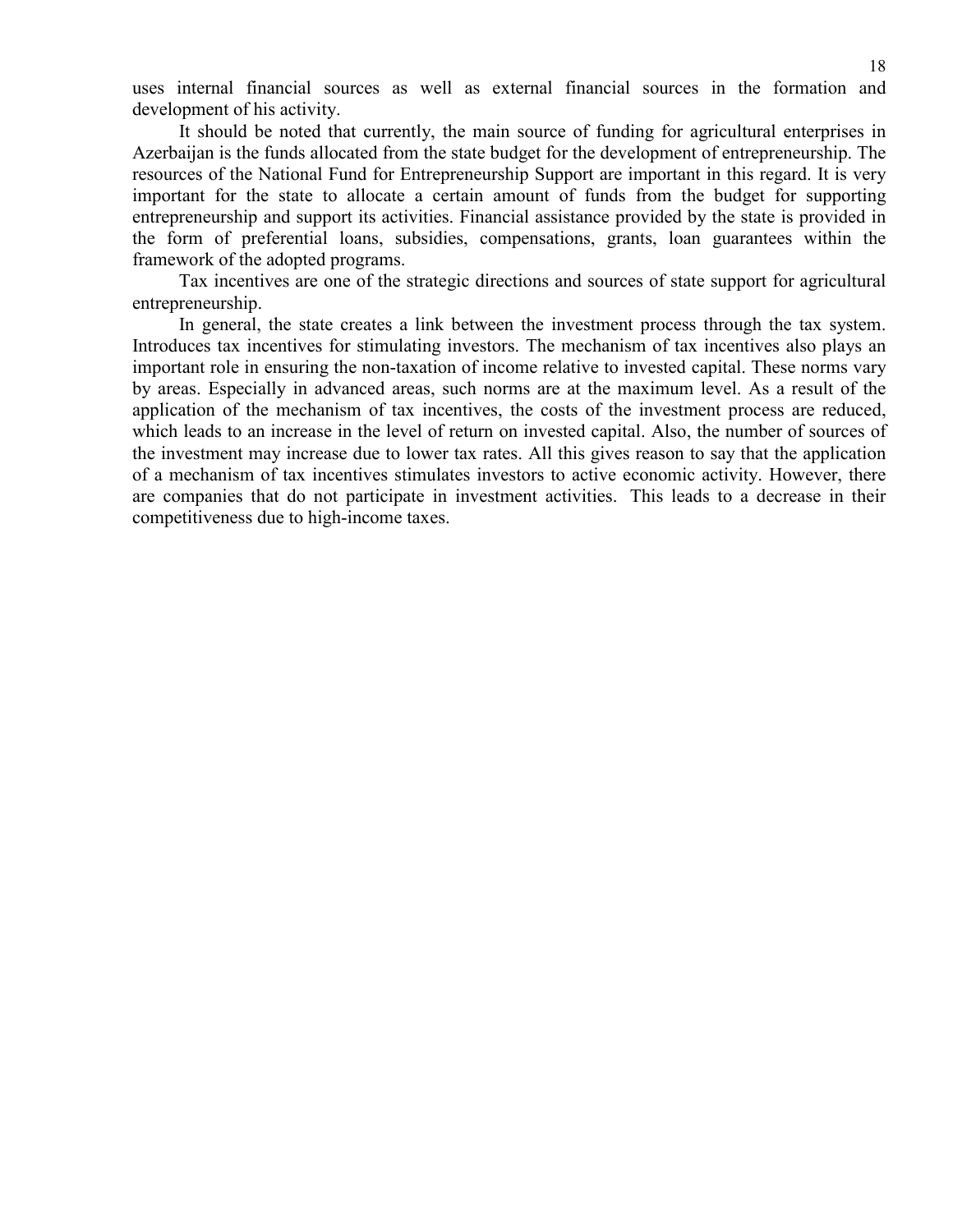uses internal financial sources as well as external financial sources in the formation and development of his activity.

It should be noted that currently, the main source of funding for agricultural enterprises in Azerbaijan is the funds allocated from the state budget for the development of entrepreneurship. The resources of the National Fund for Entrepreneurship Support are important in this regard. It is very important for the state to allocate a certain amount of funds from the budget for supporting entrepreneurship and support its activities. Financial assistance provided by the state is provided in the form of preferential loans, subsidies, compensations, grants, loan guarantees within the framework of the adopted programs.

Tax incentives are one of the strategic directions and sources of state support for agricultural entrepreneurship.

In general, the state creates a link between the investment process through the tax system. Introduces tax incentives for stimulating investors. The mechanism of tax incentives also plays an important role in ensuring the non-taxation of income relative to invested capital. These norms vary by areas. Especially in advanced areas, such norms are at the maximum level. As a result of the application of the mechanism of tax incentives, the costs of the investment process are reduced, which leads to an increase in the level of return on invested capital. Also, the number of sources of the investment may increase due to lower tax rates. All this gives reason to say that the application of a mechanism of tax incentives stimulates investors to active economic activity. However, there are companies that do not participate in investment activities. This leads to a decrease in their competitiveness due to high-income taxes.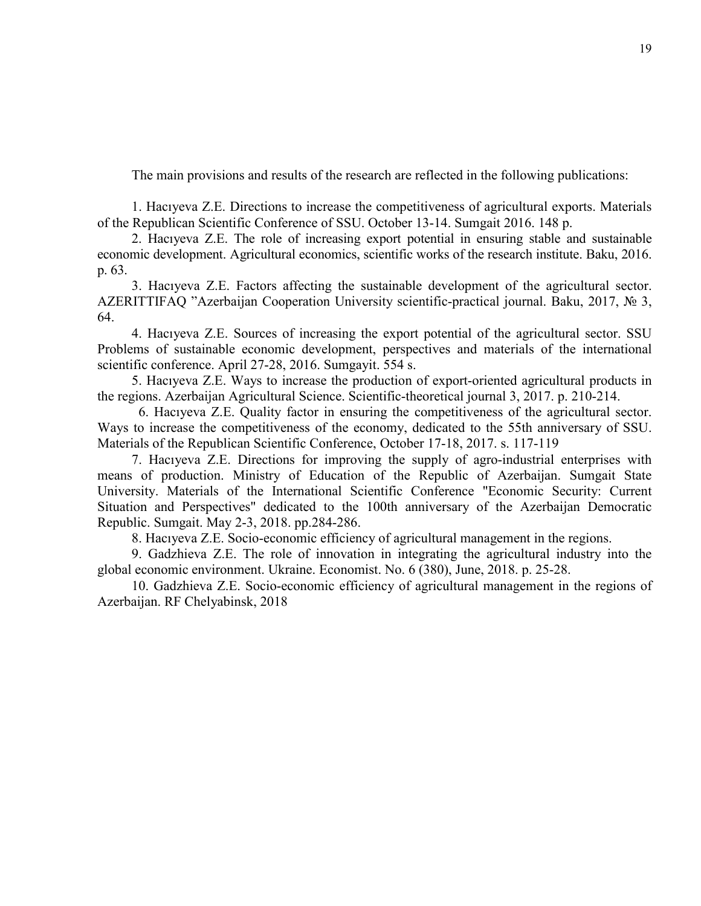The main provisions and results of the research are reflected in the following publications:

1. Hacıyeva Z.E. Directions to increase the competitiveness of agricultural exports. Materials of the Republican Scientific Conference of SSU. October 13-14. Sumgait 2016. 148 p.

2. Hacıyeva Z.E. The role of increasing export potential in ensuring stable and sustainable economic development. Agricultural economics, scientific works of the research institute. Baku, 2016. p. 63.

3. Hacıyeva Z.E. Factors affecting the sustainable development of the agricultural sector. AZERITTIFAQ "Azerbaijan Cooperation University scientific-practical journal. Baku, 2017, № 3, 64.

4. Hacıyeva Z.E. Sources of increasing the export potential of the agricultural sector. SSU Problems of sustainable economic development, perspectives and materials of the international scientific conference. April 27-28, 2016. Sumgayit. 554 s.

5. Hacıyeva Z.E. Ways to increase the production of export-oriented agricultural products in the regions. Azerbaijan Agricultural Science. Scientific-theoretical journal 3, 2017. p. 210-214.

6. Hacıyeva Z.E. Quality factor in ensuring the competitiveness of the agricultural sector. Ways to increase the competitiveness of the economy, dedicated to the 55th anniversary of SSU. Materials of the Republican Scientific Conference, October 17-18, 2017. s. 117-119

7. Hacıyeva Z.E. Directions for improving the supply of agro-industrial enterprises with means of production. Ministry of Education of the Republic of Azerbaijan. Sumgait State University. Materials of the International Scientific Conference "Economic Security: Current Situation and Perspectives" dedicated to the 100th anniversary of the Azerbaijan Democratic Republic. Sumgait. May 2-3, 2018. pp.284-286.

8. Hacıyeva Z.E. Socio-economic efficiency of agricultural management in the regions.

9. Gadzhieva Z.E. The role of innovation in integrating the agricultural industry into the global economic environment. Ukraine. Economist. No. 6 (380), June, 2018. p. 25-28.

10. Gadzhieva Z.E. Socio-economic efficiency of agricultural management in the regions of Azerbaijan. RF Chelyabinsk, 2018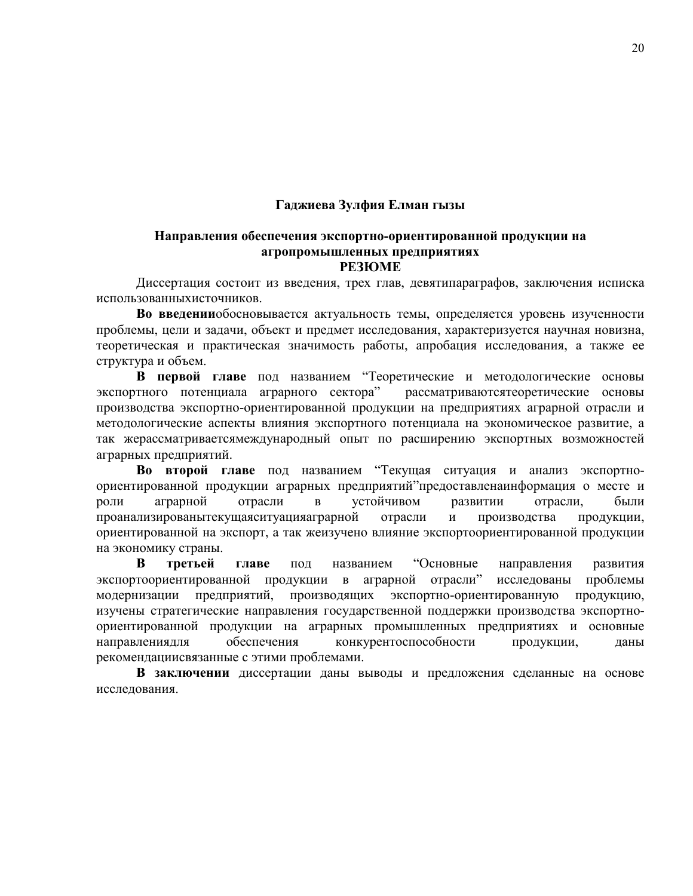**Гаджиева Зулфия Елман гызы**

**Направления обеспечения экспортно-ориентированной продукции на агропромышленных предприятиях**

**РЕЗЮМЕ**

Диссертация состоит из введения, трех глав, девятипараграфов, заключения исписка использованныхисточников.

**Во введении**обосновывается актуальность темы, определяется уровень изученности проблемы, цели и задачи, объект и предмет исследования, характеризуется научная новизна, теоретическая и практическая значимость работы, апробация исследования, а также ее структура и объем.

**В первой главе** под названием "Теоретические и методологические основы экспортного потенциала аграрного сектора" рассматриваютсятеоретические основы производства экспортно-ориентированной продукции на предприятиях аграрной отрасли и методологические аспекты влияния экспортного потенциала на экономическое развитие, а так жерассматриваетсямеждународный опыт по расширению экспортных возможностей аграрных предприятий.

**Во второй главе** под названием "Текущая ситуация и анализ экспортно-ориентированной продукции аграрных предприятий"предоставленаинформация о месте и роли аграрной отрасли в устойчивом развитии отрасли, были проанализированытекущаяситуацияаграрной отрасли и производства продукции, ориентированной на экспорт, а так жеизучено влияние экспортоориентированной продукции на экономику страны.

**В третьей главе** под названием "Основные направления развития экспортоориентированной продукции в аграрной отрасли" исследованы проблемы модернизации предприятий, производящих экспортно-ориентированную продукцию, изучены стратегические направления государственной поддержки производства экспортно-ориентированной продукции на аграрных промышленных предприятиях и основные направлениядля обеспечения конкурентоспособности продукции, даны рекомендациисвязанные с этими проблемами.

**В заключении** диссертации даны выводы и предложения сделанные на основе исследования.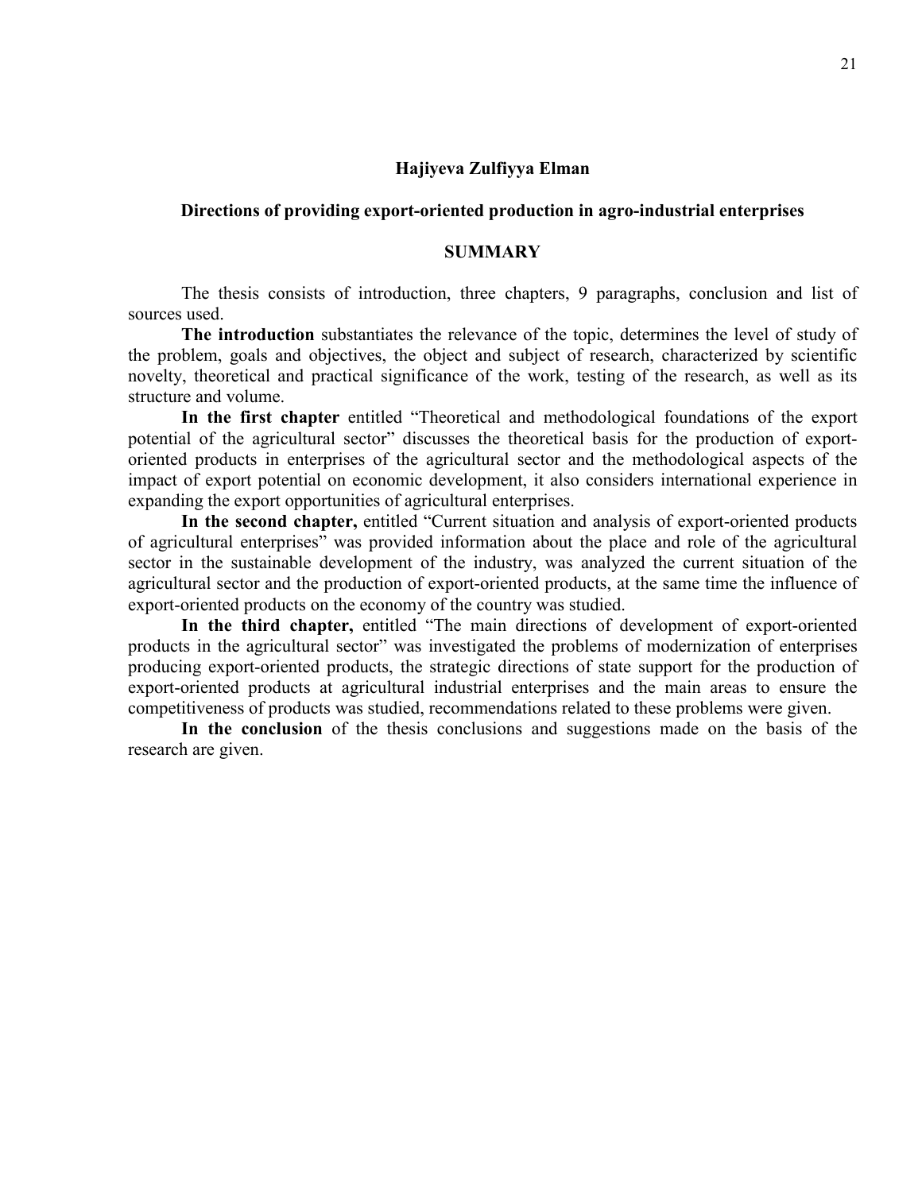**Hajiyeva Zulfiyya Elman**

**Directions of providing export-oriented production in agro-industrial enterprises**

## SUMMARY

The thesis consists of introduction, three chapters, 9 paragraphs, conclusion and list of sources used.

**The introduction** substantiates the relevance of the topic, determines the level of study of the problem, goals and objectives, the object and subject of research, characterized by scientific novelty, theoretical and practical significance of the work, testing of the research, as well as its structure and volume.

**In the first chapter** entitled "Theoretical and methodological foundations of the export potential of the agricultural sector" discusses the theoretical basis for the production of export-oriented products in enterprises of the agricultural sector and the methodological aspects of the impact of export potential on economic development, it also considers international experience in expanding the export opportunities of agricultural enterprises.

**In the second chapter,** entitled "Current situation and analysis of export-oriented products of agricultural enterprises" was provided information about the place and role of the agricultural sector in the sustainable development of the industry, was analyzed the current situation of the agricultural sector and the production of export-oriented products, at the same time the influence of export-oriented products on the economy of the country was studied.

**In the third chapter,** entitled "The main directions of development of export-oriented products in the agricultural sector" was investigated the problems of modernization of enterprises producing export-oriented products, the strategic directions of state support for the production of export-oriented products at agricultural industrial enterprises and the main areas to ensure the competitiveness of products was studied, recommendations related to these problems were given.

**In the conclusion** of the thesis conclusions and suggestions made on the basis of the research are given.